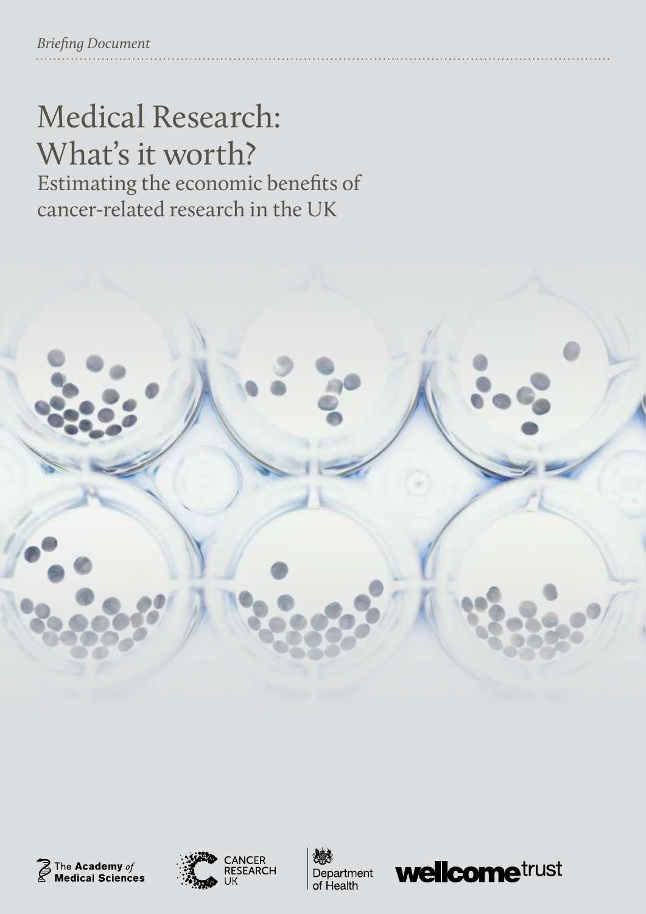*Briefing Document*

# Medical Research: What's it worth?

## Estimating the economic benefits of cancer-related research in the UK

The Academy *of* Medical Sciences

CANCER RESEARCH UK

Department of Health

wellcome trust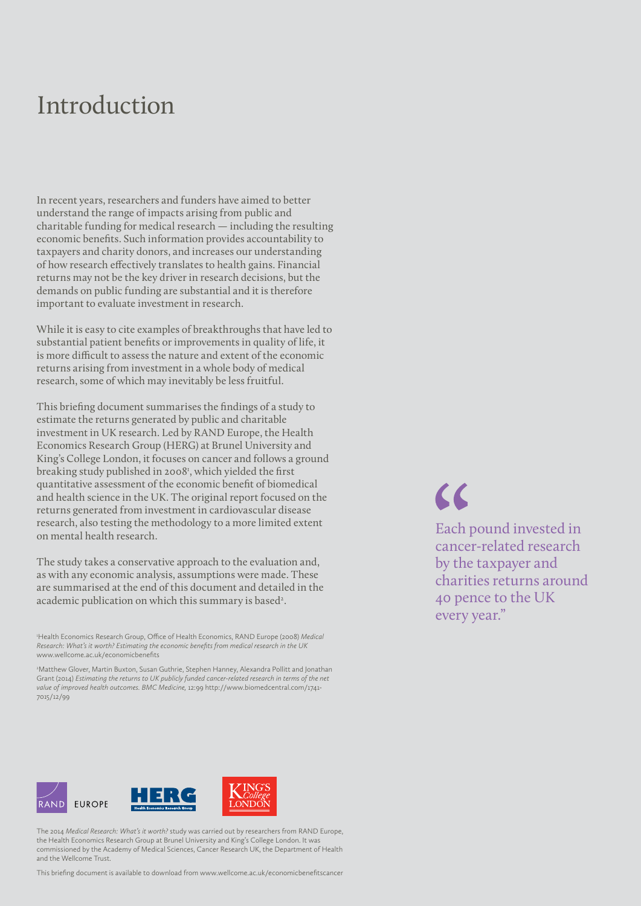# Introduction

In recent years, researchers and funders have aimed to better understand the range of impacts arising from public and charitable funding for medical research — including the resulting economic benefits. Such information provides accountability to taxpayers and charity donors, and increases our understanding of how research effectively translates to health gains. Financial returns may not be the key driver in research decisions, but the demands on public funding are substantial and it is therefore important to evaluate investment in research.

While it is easy to cite examples of breakthroughs that have led to substantial patient benefits or improvements in quality of life, it is more difficult to assess the nature and extent of the economic returns arising from investment in a whole body of medical research, some of which may inevitably be less fruitful.

This briefing document summarises the findings of a study to estimate the returns generated by public and charitable investment in UK research. Led by RAND Europe, the Health Economics Research Group (HERG) at Brunel University and King's College London, it focuses on cancer and follows a ground breaking study published in 2008[1], which yielded the first quantitative assessment of the economic benefit of biomedical and health science in the UK. The original report focused on the returns generated from investment in cardiovascular disease research, also testing the methodology to a more limited extent on mental health research.

The study takes a conservative approach to the evaluation and, as with any economic analysis, assumptions were made. These are summarised at the end of this document and detailed in the academic publication on which this summary is based[2].

> "Each pound invested in cancer-related research by the taxpayer and charities returns around 40 pence to the UK every year."

[1] Health Economics Research Group, Office of Health Economics, RAND Europe (2008) *Medical Research: What's it worth? Estimating the economic benefits from medical research in the UK* www.wellcome.ac.uk/economicbenefits

[2] Matthew Glover, Martin Buxton, Susan Guthrie, Stephen Hanney, Alexandra Pollitt and Jonathan Grant (2014) *Estimating the returns to UK publicly funded cancer-related research in terms of the net value of improved health outcomes. BMC Medicine,* 12:99 http://www.biomedcentral.com/1741-7015/12/99

RAND EUROPE HERG Health Economics Research Group KING'S College LONDON

The 2014 *Medical Research: What's it worth?* study was carried out by researchers from RAND Europe, the Health Economics Research Group at Brunel University and King's College London. It was commissioned by the Academy of Medical Sciences, Cancer Research UK, the Department of Health and the Wellcome Trust.

This briefing document is available to download from www.wellcome.ac.uk/economicbenefitscancer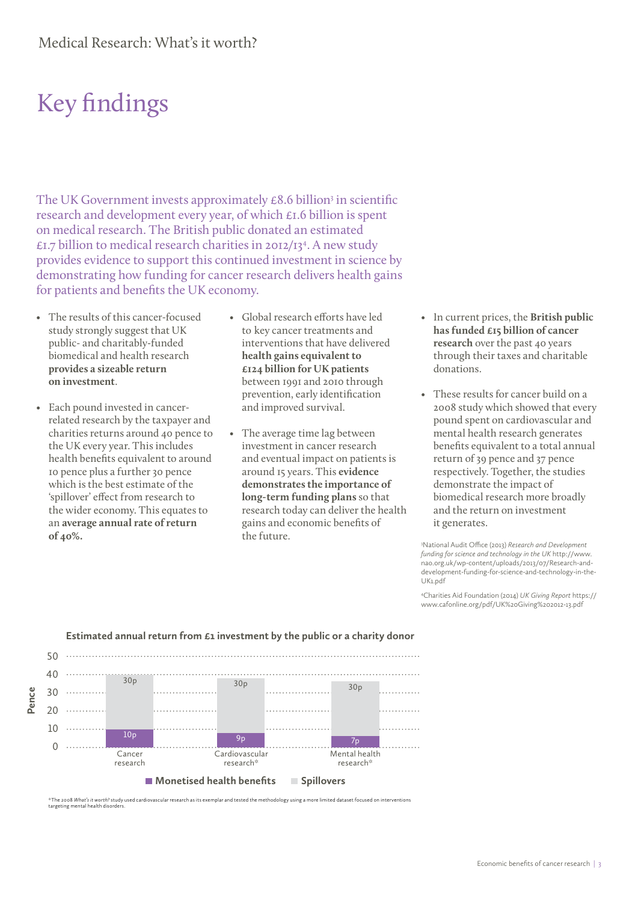# Key findings

The UK Government invests approximately £8.6 billion[3] in scientific research and development every year, of which £1.6 billion is spent on medical research. The British public donated an estimated £1.7 billion to medical research charities in 2012/13[4]. A new study provides evidence to support this continued investment in science by demonstrating how funding for cancer research delivers health gains for patients and benefits the UK economy.

- The results of this cancer-focused study strongly suggest that UK public- and charitably-funded biomedical and health research **provides a sizeable return on investment**.
- Each pound invested in cancer-related research by the taxpayer and charities returns around 40 pence to the UK every year. This includes health benefits equivalent to around 10 pence plus a further 30 pence which is the best estimate of the 'spillover' effect from research to the wider economy. This equates to an **average annual rate of return of 40%.**
- Global research efforts have led to key cancer treatments and interventions that have delivered **health gains equivalent to £124 billion for UK patients** between 1991 and 2010 through prevention, early identification and improved survival.
- The average time lag between investment in cancer research and eventual impact on patients is around 15 years. This **evidence demonstrates the importance of long-term funding plans** so that research today can deliver the health gains and economic benefits of the future.
- In current prices, the **British public has funded £15 billion of cancer research** over the past 40 years through their taxes and charitable donations.
- These results for cancer build on a 2008 study which showed that every pound spent on cardiovascular and mental health research generates benefits equivalent to a total annual return of 39 pence and 37 pence respectively. Together, the studies demonstrate the impact of biomedical research more broadly and the return on investment it generates.

[3]National Audit Office (2013) *Research and Development funding for science and technology in the UK* http://www.nao.org.uk/wp-content/uploads/2013/07/Research-and-development-funding-for-science-and-technology-in-the-UK1.pdf

[4]Charities Aid Foundation (2014) *UK Giving Report* https://www.cafonline.org/pdf/UK%20Giving%202012-13.pdf

**Estimated annual return from £1 investment by the public or a charity donor**

| Pence | Monetised health benefits | Spillovers |
|---|---|---|
| Cancer research | 10p | 30p |
| Cardiovascular research* | 9p | 30p |
| Mental health research* | 7p | 30p |

*The 2008 *What's it worth?* study used cardiovascular research as its exemplar and tested the methodology using a more limited dataset focused on interventions targeting mental health disorders.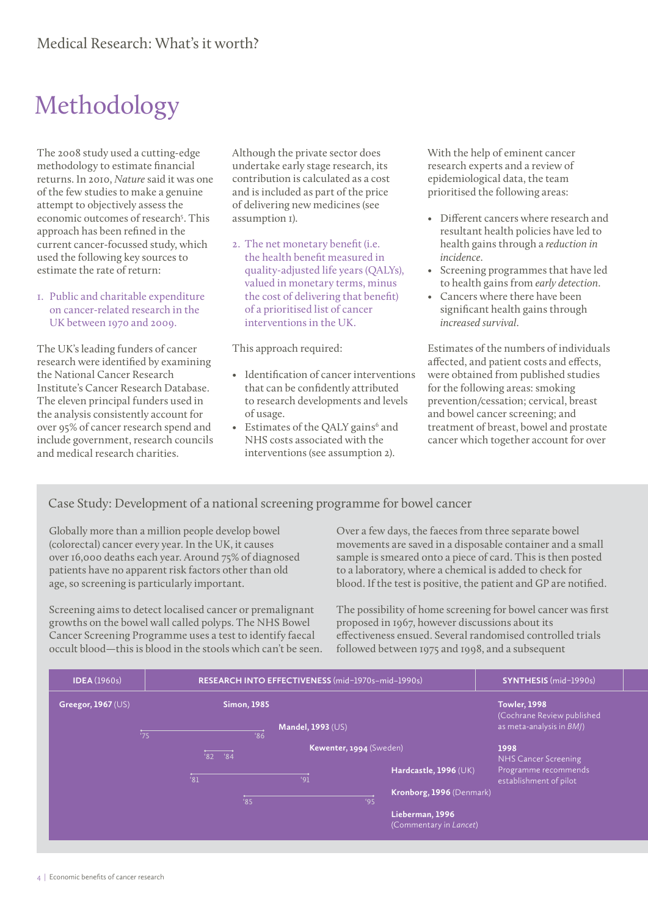# Methodology

The 2008 study used a cutting-edge methodology to estimate financial returns. In 2010, *Nature* said it was one of the few studies to make a genuine attempt to objectively assess the economic outcomes of research[5]. This approach has been refined in the current cancer-focussed study, which used the following key sources to estimate the rate of return:

1. Public and charitable expenditure on cancer-related research in the UK between 1970 and 2009.

The UK's leading funders of cancer research were identified by examining the National Cancer Research Institute's Cancer Research Database. The eleven principal funders used in the analysis consistently account for over 95% of cancer research spend and include government, research councils and medical research charities.

Although the private sector does undertake early stage research, its contribution is calculated as a cost and is included as part of the price of delivering new medicines (see assumption 1).

2. The net monetary benefit (i.e. the health benefit measured in quality-adjusted life years (QALYs), valued in monetary terms, minus the cost of delivering that benefit) of a prioritised list of cancer interventions in the UK.

This approach required:

- Identification of cancer interventions that can be confidently attributed to research developments and levels of usage.
- Estimates of the QALY gains[6] and NHS costs associated with the interventions (see assumption 2).

With the help of eminent cancer research experts and a review of epidemiological data, the team prioritised the following areas:

- Different cancers where research and resultant health policies have led to health gains through a *reduction in incidence*.
- Screening programmes that have led to health gains from *early detection*.
- Cancers where there have been significant health gains through *increased survival*.

Estimates of the numbers of individuals affected, and patient costs and effects, were obtained from published studies for the following areas: smoking prevention/cessation; cervical, breast and bowel cancer screening; and treatment of breast, bowel and prostate cancer which together account for over

## Case Study: Development of a national screening programme for bowel cancer

Globally more than a million people develop bowel (colorectal) cancer every year. In the UK, it causes over 16,000 deaths each year. Around 75% of diagnosed patients have no apparent risk factors other than old age, so screening is particularly important.

Screening aims to detect localised cancer or premalignant growths on the bowel wall called polyps. The NHS Bowel Cancer Screening Programme uses a test to identify faecal occult blood—this is blood in the stools which can't be seen.

Over a few days, the faeces from three separate bowel movements are saved in a disposable container and a small sample is smeared onto a piece of card. This is then posted to a laboratory, where a chemical is added to check for blood. If the test is positive, the patient and GP are notified.

The possibility of home screening for bowel cancer was first proposed in 1967, however discussions about its effectiveness ensued. Several randomised controlled trials followed between 1975 and 1998, and a subsequent

| IDEA (1960s) | RESEARCH INTO EFFECTIVENESS (mid–1970s–mid–1990s) | SYNTHESIS (mid–1990s) |
|---|---|---|
| Greegor, 1967 (US) | Simon, 1985 ('75–'86) | Towler, 1998 (Cochrane Review published as meta-analysis in *BMJ*) |
| | Mandel, 1993 (US) ('82–'84) | 1998 NHS Cancer Screening Programme recommends establishment of pilot |
| | Kewenter, 1994 (Sweden) ('81–'91) | |
| | Hardcastle, 1996 (UK) ('85–'95) | |
| | Kronborg, 1996 (Denmark) | |
| | Lieberman, 1996 (Commentary in *Lancet*) | |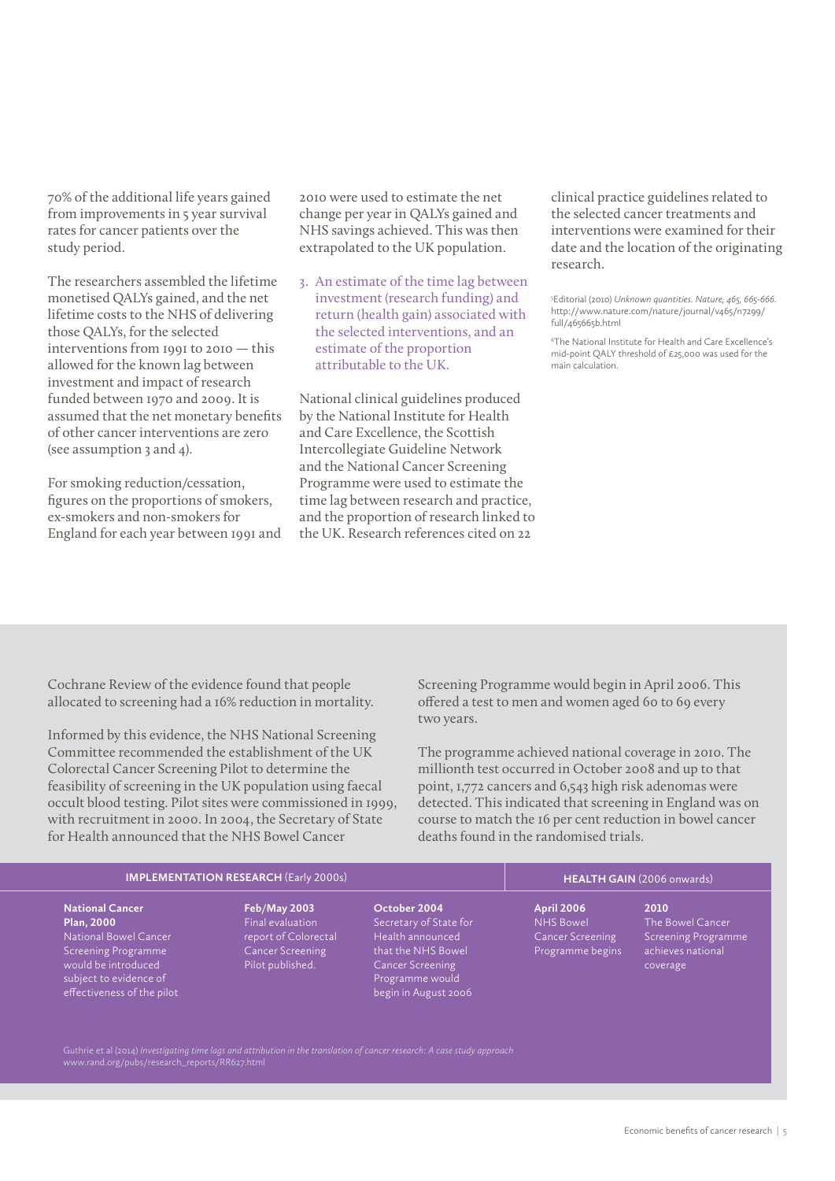70% of the additional life years gained from improvements in 5 year survival rates for cancer patients over the study period.

The researchers assembled the lifetime monetised QALYs gained, and the net lifetime costs to the NHS of delivering those QALYs, for the selected interventions from 1991 to 2010 — this allowed for the known lag between investment and impact of research funded between 1970 and 2009. It is assumed that the net monetary benefits of other cancer interventions are zero (see assumption 3 and 4).

For smoking reduction/cessation, figures on the proportions of smokers, ex-smokers and non-smokers for England for each year between 1991 and 2010 were used to estimate the net change per year in QALYs gained and NHS savings achieved. This was then extrapolated to the UK population.

3. An estimate of the time lag between investment (research funding) and return (health gain) associated with the selected interventions, and an estimate of the proportion attributable to the UK.

National clinical guidelines produced by the National Institute for Health and Care Excellence, the Scottish Intercollegiate Guideline Network and the National Cancer Screening Programme were used to estimate the time lag between research and practice, and the proportion of research linked to the UK. Research references cited on 22 clinical practice guidelines related to the selected cancer treatments and interventions were examined for their date and the location of the originating research.

[5]Editorial (2010) *Unknown quantities. Nature, 465, 665-666.* http://www.nature.com/nature/journal/v465/n7299/full/465665b.html

[6]The National Institute for Health and Care Excellence's mid-point QALY threshold of £25,000 was used for the main calculation.

Cochrane Review of the evidence found that people allocated to screening had a 16% reduction in mortality.

Informed by this evidence, the NHS National Screening Committee recommended the establishment of the UK Colorectal Cancer Screening Pilot to determine the feasibility of screening in the UK population using faecal occult blood testing. Pilot sites were commissioned in 1999, with recruitment in 2000. In 2004, the Secretary of State for Health announced that the NHS Bowel Cancer Screening Programme would begin in April 2006. This offered a test to men and women aged 60 to 69 every two years.

The programme achieved national coverage in 2010. The millionth test occurred in October 2008 and up to that point, 1,772 cancers and 6,543 high risk adenomas were detected. This indicated that screening in England was on course to match the 16 per cent reduction in bowel cancer deaths found in the randomised trials.

**IMPLEMENTATION RESEARCH** (Early 2000s)

- **National Cancer Plan, 2000** National Bowel Cancer Screening Programme would be introduced subject to evidence of effectiveness of the pilot
- **Feb/May 2003** Final evaluation report of Colorectal Cancer Screening Pilot published.
- **October 2004** Secretary of State for Health announced that the NHS Bowel Cancer Screening Programme would begin in August 2006

**HEALTH GAIN** (2006 onwards)

- **April 2006** NHS Bowel Cancer Screening Programme begins
- **2010** The Bowel Cancer Screening Programme achieves national coverage

Guthrie et al (2014) *Investigating time lags and attribution in the translation of cancer research: A case study approach* www.rand.org/pubs/research_reports/RR627.html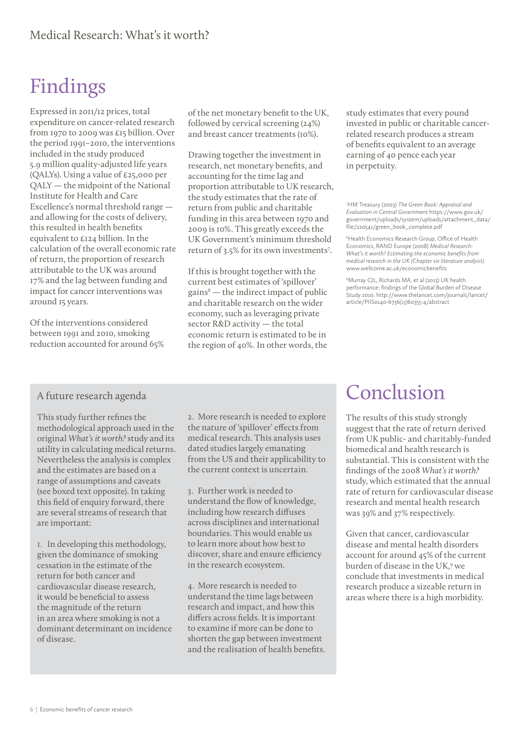# Findings

Expressed in 2011/12 prices, total expenditure on cancer-related research from 1970 to 2009 was £15 billion. Over the period 1991–2010, the interventions included in the study produced 5.9 million quality-adjusted life years (QALYs). Using a value of £25,000 per QALY — the midpoint of the National Institute for Health and Care Excellence's normal threshold range — and allowing for the costs of delivery, this resulted in health benefits equivalent to £124 billion. In the calculation of the overall economic rate of return, the proportion of research attributable to the UK was around 17% and the lag between funding and impact for cancer interventions was around 15 years.

Of the interventions considered between 1991 and 2010, smoking reduction accounted for around 65% of the net monetary benefit to the UK, followed by cervical screening (24%) and breast cancer treatments (10%).

Drawing together the investment in research, net monetary benefits, and accounting for the time lag and proportion attributable to UK research, the study estimates that the rate of return from public and charitable funding in this area between 1970 and 2009 is 10%. This greatly exceeds the UK Government's minimum threshold return of 3.5% for its own investments[7].

If this is brought together with the current best estimates of 'spillover' gains[8] — the indirect impact of public and charitable research on the wider economy, such as leveraging private sector R&D activity — the total economic return is estimated to be in the region of 40%. In other words, the study estimates that every pound invested in public or charitable cancer-related research produces a stream of benefits equivalent to an average earning of 40 pence each year in perpetuity.

[7]HM Treasury (2003) *The Green Book: Appraisal and Evaluation in Central Government* https://www.gov.uk/government/uploads/system/uploads/attachment_data/file/220541/green_book_complete.pdf

[8]Health Economics Research Group, Office of Health Economics, RAND Europe (2008) *Medical Research: What's it worth? Estimating the economic benefits from medical research in the UK (Chapter six literature analysis)* www.wellcome.ac.uk/economicbenefits

[9]Murray CJL, Richards MA, et al (2013) UK health performance: findings of the Global Burden of Disease Study 2010. http://www.thelancet.com/journals/lancet/article/PIIS0140-6736(13)60355-4/abstract

## A future research agenda

This study further refines the methodological approach used in the original *What's it worth?* study and its utility in calculating medical returns. Nevertheless the analysis is complex and the estimates are based on a range of assumptions and caveats (see boxed text opposite). In taking this field of enquiry forward, there are several streams of research that are important:

1. In developing this methodology, given the dominance of smoking cessation in the estimate of the return for both cancer and cardiovascular disease research, it would be beneficial to assess the magnitude of the return in an area where smoking is not a dominant determinant on incidence of disease.

2. More research is needed to explore the nature of 'spillover' effects from medical research. This analysis uses dated studies largely emanating from the US and their applicability to the current context is uncertain.

3. Further work is needed to understand the flow of knowledge, including how research diffuses across disciplines and international boundaries. This would enable us to learn more about how best to discover, share and ensure efficiency in the research ecosystem.

4. More research is needed to understand the time lags between research and impact, and how this differs across fields. It is important to examine if more can be done to shorten the gap between investment and the realisation of health benefits.

# Conclusion

The results of this study strongly suggest that the rate of return derived from UK public- and charitably-funded biomedical and health research is substantial. This is consistent with the findings of the 2008 *What's it worth?* study, which estimated that the annual rate of return for cardiovascular disease research and mental health research was 39% and 37% respectively.

Given that cancer, cardiovascular disease and mental health disorders account for around 45% of the current burden of disease in the UK,[9] we conclude that investments in medical research produce a sizeable return in areas where there is a high morbidity.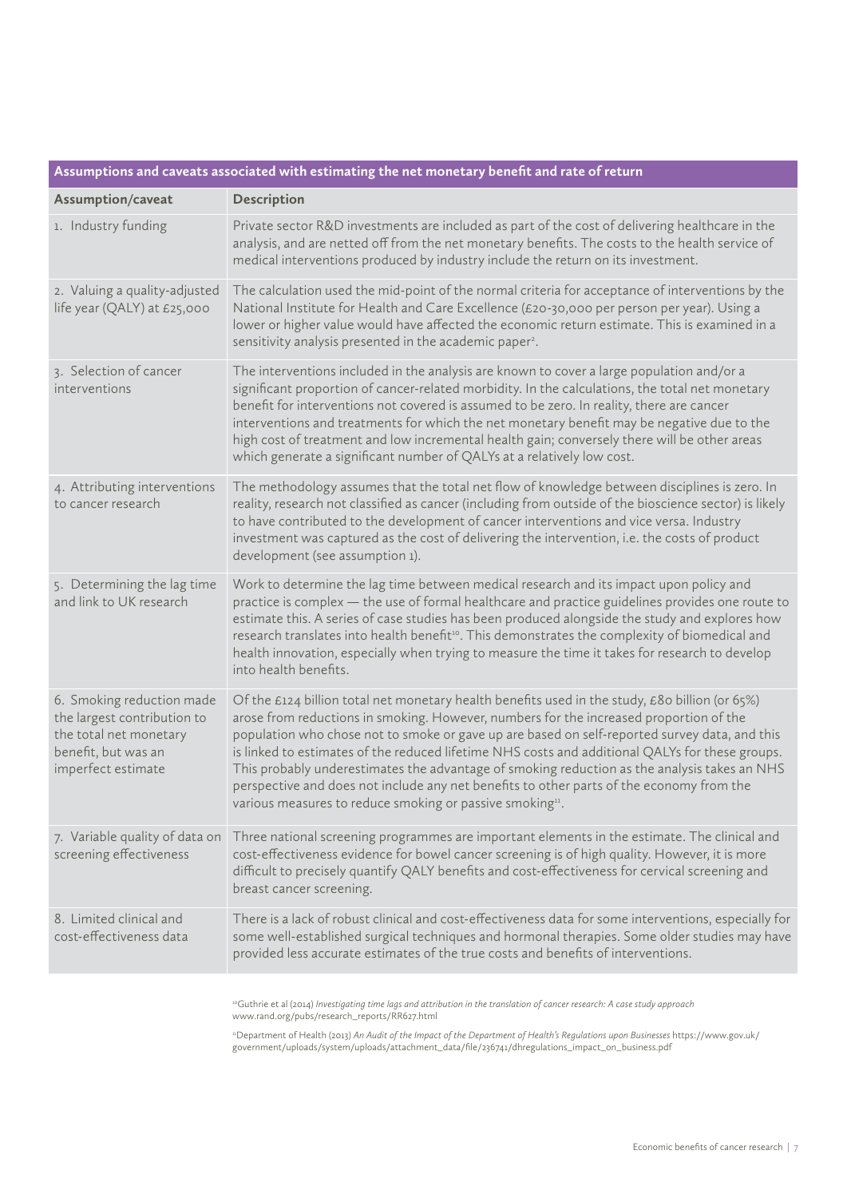| Assumptions and caveats associated with estimating the net monetary benefit and rate of return | |
|---|---|
| **Assumption/caveat** | **Description** |
| 1. Industry funding | Private sector R&D investments are included as part of the cost of delivering healthcare in the analysis, and are netted off from the net monetary benefits. The costs to the health service of medical interventions produced by industry include the return on its investment. |
| 2. Valuing a quality-adjusted life year (QALY) at £25,000 | The calculation used the mid-point of the normal criteria for acceptance of interventions by the National Institute for Health and Care Excellence (£20-30,000 per person per year). Using a lower or higher value would have affected the economic return estimate. This is examined in a sensitivity analysis presented in the academic paper[2]. |
| 3. Selection of cancer interventions | The interventions included in the analysis are known to cover a large population and/or a significant proportion of cancer-related morbidity. In the calculations, the total net monetary benefit for interventions not covered is assumed to be zero. In reality, there are cancer interventions and treatments for which the net monetary benefit may be negative due to the high cost of treatment and low incremental health gain; conversely there will be other areas which generate a significant number of QALYs at a relatively low cost. |
| 4. Attributing interventions to cancer research | The methodology assumes that the total net flow of knowledge between disciplines is zero. In reality, research not classified as cancer (including from outside of the bioscience sector) is likely to have contributed to the development of cancer interventions and vice versa. Industry investment was captured as the cost of delivering the intervention, i.e. the costs of product development (see assumption 1). |
| 5. Determining the lag time and link to UK research | Work to determine the lag time between medical research and its impact upon policy and practice is complex — the use of formal healthcare and practice guidelines provides one route to estimate this. A series of case studies has been produced alongside the study and explores how research translates into health benefit[10]. This demonstrates the complexity of biomedical and health innovation, especially when trying to measure the time it takes for research to develop into health benefits. |
| 6. Smoking reduction made the largest contribution to the total net monetary benefit, but was an imperfect estimate | Of the £124 billion total net monetary health benefits used in the study, £80 billion (or 65%) arose from reductions in smoking. However, numbers for the increased proportion of the population who chose not to smoke or gave up are based on self-reported survey data, and this is linked to estimates of the reduced lifetime NHS costs and additional QALYs for these groups. This probably underestimates the advantage of smoking reduction as the analysis takes an NHS perspective and does not include any net benefits to other parts of the economy from the various measures to reduce smoking or passive smoking[11]. |
| 7. Variable quality of data on screening effectiveness | Three national screening programmes are important elements in the estimate. The clinical and cost-effectiveness evidence for bowel cancer screening is of high quality. However, it is more difficult to precisely quantify QALY benefits and cost-effectiveness for cervical screening and breast cancer screening. |
| 8. Limited clinical and cost-effectiveness data | There is a lack of robust clinical and cost-effectiveness data for some interventions, especially for some well-established surgical techniques and hormonal therapies. Some older studies may have provided less accurate estimates of the true costs and benefits of interventions. |

[10] Guthrie et al (2014) *Investigating time lags and attribution in the translation of cancer research: A case study approach* www.rand.org/pubs/research_reports/RR627.html

[11] Department of Health (2013) *An Audit of the Impact of the Department of Health's Regulations upon Businesses* https://www.gov.uk/government/uploads/system/uploads/attachment_data/file/236741/dhregulations_impact_on_business.pdf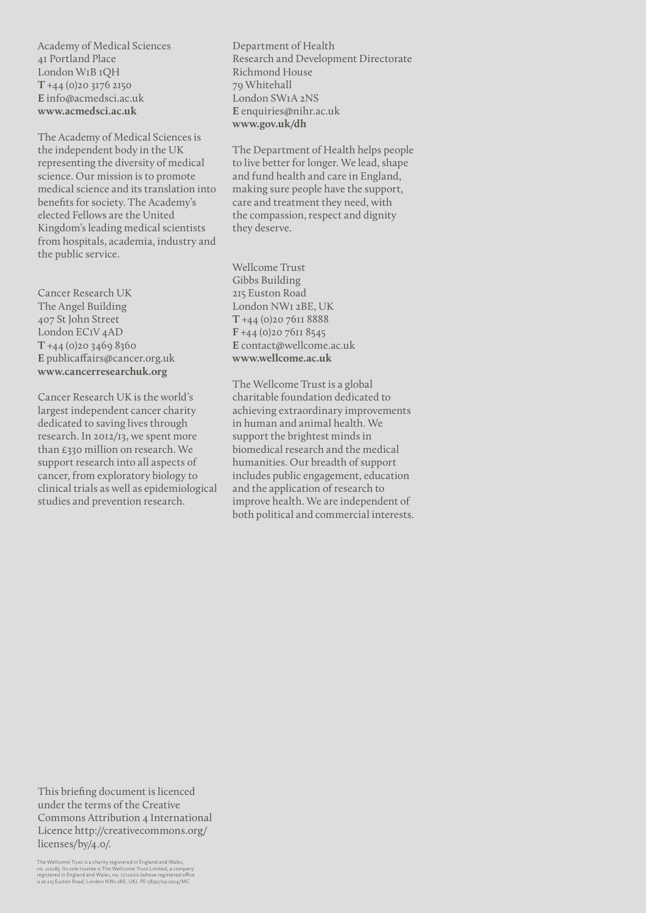Academy of Medical Sciences
41 Portland Place
London W1B 1QH
**T** +44 (0)20 3176 2150
**E** info@acmedsci.ac.uk
**www.acmedsci.ac.uk**

The Academy of Medical Sciences is the independent body in the UK representing the diversity of medical science. Our mission is to promote medical science and its translation into benefits for society. The Academy's elected Fellows are the United Kingdom's leading medical scientists from hospitals, academia, industry and the public service.

Cancer Research UK
The Angel Building
407 St John Street
London EC1V 4AD
**T** +44 (0)20 3469 8360
**E** publicaffairs@cancer.org.uk
**www.cancerresearchuk.org**

Cancer Research UK is the world's largest independent cancer charity dedicated to saving lives through research. In 2012/13, we spent more than £330 million on research. We support research into all aspects of cancer, from exploratory biology to clinical trials as well as epidemiological studies and prevention research.

Department of Health
Research and Development Directorate
Richmond House
79 Whitehall
London SW1A 2NS
**E** enquiries@nihr.ac.uk
**www.gov.uk/dh**

The Department of Health helps people to live better for longer. We lead, shape and fund health and care in England, making sure people have the support, care and treatment they need, with the compassion, respect and dignity they deserve.

Wellcome Trust
Gibbs Building
215 Euston Road
London NW1 2BE, UK
**T** +44 (0)20 7611 8888
**F** +44 (0)20 7611 8545
**E** contact@wellcome.ac.uk
**www.wellcome.ac.uk**

The Wellcome Trust is a global charitable foundation dedicated to achieving extraordinary improvements in human and animal health. We support the brightest minds in biomedical research and the medical humanities. Our breadth of support includes public engagement, education and the application of research to improve health. We are independent of both political and commercial interests.

This briefing document is licenced under the terms of the Creative Commons Attribution 4 International Licence http://creativecommons.org/licenses/by/4.0/.

The Wellcome Trust is a charity registered in England and Wales, no. 210183. Its sole trustee is The Wellcome Trust Limited, a company registered in England and Wales, no. 2711000 (whose registered office is at 215 Euston Road, London NW1 2BE, UK). PE-5892/04-2014/MC